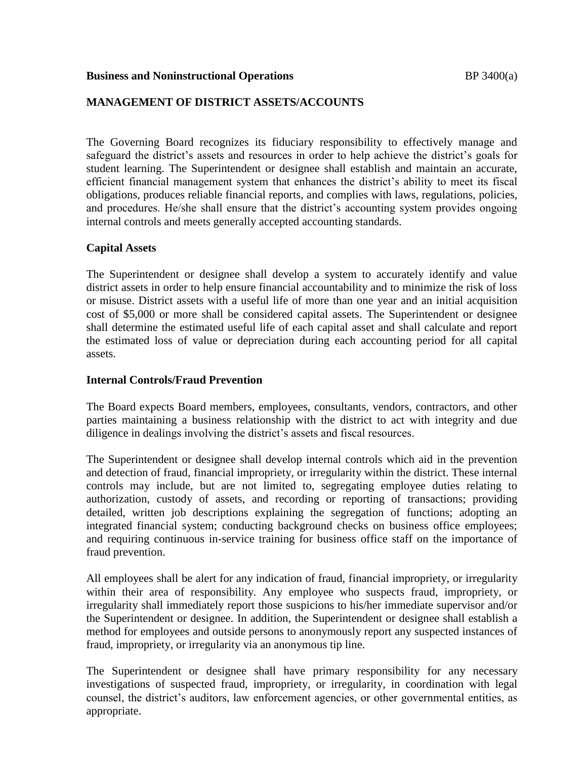Business and Noninstructional Operations BP 3400(a)

# MANAGEMENT OF DISTRICT ASSETS/ACCOUNTS

The Governing Board recognizes its fiduciary responsibility to effectively manage and safeguard the district's assets and resources in order to help achieve the district's goals for student learning. The Superintendent or designee shall establish and maintain an accurate, efficient financial management system that enhances the district's ability to meet its fiscal obligations, produces reliable financial reports, and complies with laws, regulations, policies, and procedures. He/she shall ensure that the district's accounting system provides ongoing internal controls and meets generally accepted accounting standards.

## Capital Assets

The Superintendent or designee shall develop a system to accurately identify and value district assets in order to help ensure financial accountability and to minimize the risk of loss or misuse. District assets with a useful life of more than one year and an initial acquisition cost of $5,000 or more shall be considered capital assets. The Superintendent or designee shall determine the estimated useful life of each capital asset and shall calculate and report the estimated loss of value or depreciation during each accounting period for all capital assets.

## Internal Controls/Fraud Prevention

The Board expects Board members, employees, consultants, vendors, contractors, and other parties maintaining a business relationship with the district to act with integrity and due diligence in dealings involving the district's assets and fiscal resources.

The Superintendent or designee shall develop internal controls which aid in the prevention and detection of fraud, financial impropriety, or irregularity within the district. These internal controls may include, but are not limited to, segregating employee duties relating to authorization, custody of assets, and recording or reporting of transactions; providing detailed, written job descriptions explaining the segregation of functions; adopting an integrated financial system; conducting background checks on business office employees; and requiring continuous in-service training for business office staff on the importance of fraud prevention.

All employees shall be alert for any indication of fraud, financial impropriety, or irregularity within their area of responsibility. Any employee who suspects fraud, impropriety, or irregularity shall immediately report those suspicions to his/her immediate supervisor and/or the Superintendent or designee. In addition, the Superintendent or designee shall establish a method for employees and outside persons to anonymously report any suspected instances of fraud, impropriety, or irregularity via an anonymous tip line.

The Superintendent or designee shall have primary responsibility for any necessary investigations of suspected fraud, impropriety, or irregularity, in coordination with legal counsel, the district's auditors, law enforcement agencies, or other governmental entities, as appropriate.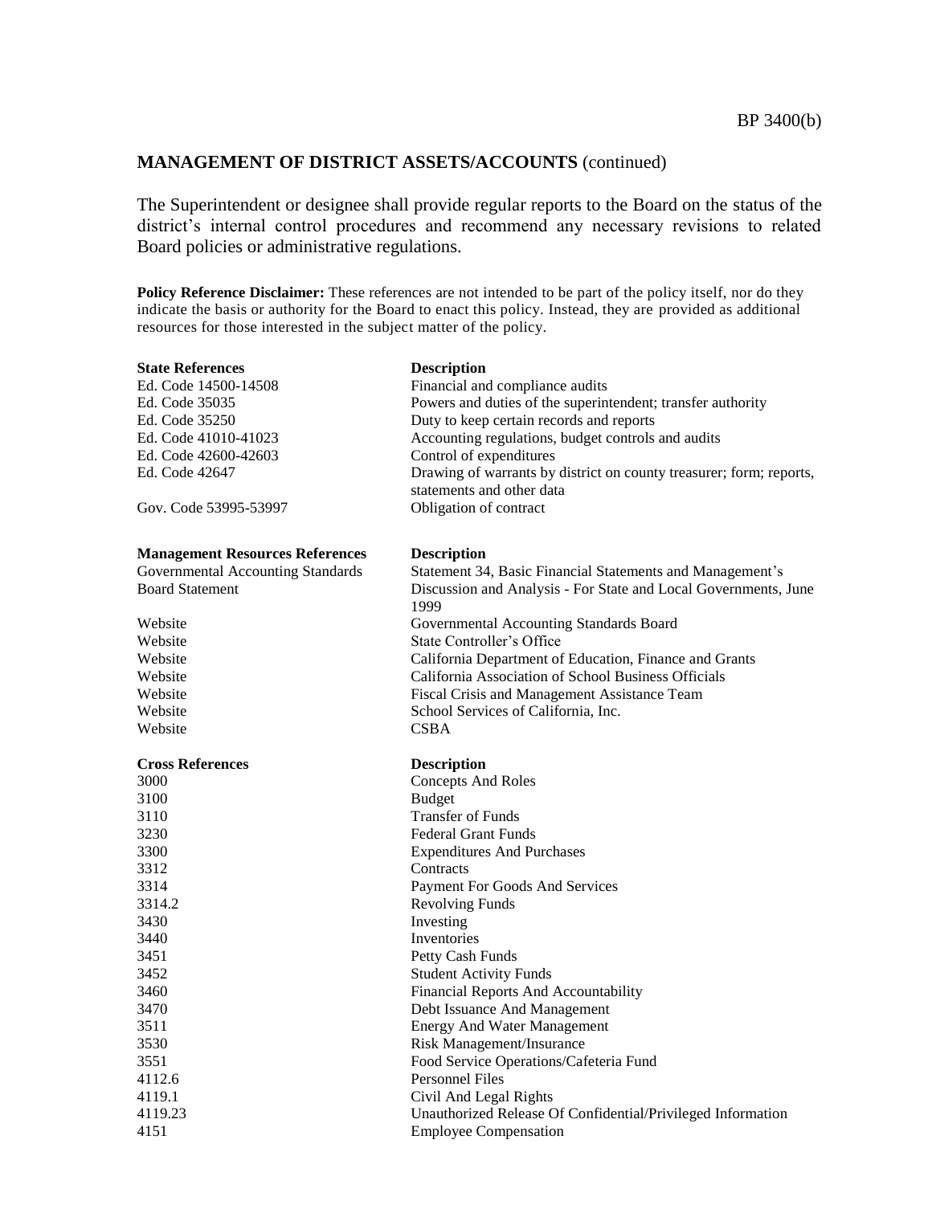## MANAGEMENT OF DISTRICT ASSETS/ACCOUNTS (continued)

The Superintendent or designee shall provide regular reports to the Board on the status of the district's internal control procedures and recommend any necessary revisions to related Board policies or administrative regulations.

**Policy Reference Disclaimer:** These references are not intended to be part of the policy itself, nor do they indicate the basis or authority for the Board to enact this policy. Instead, they are provided as additional resources for those interested in the subject matter of the policy.

| State References | Description |
|---|---|
| Ed. Code 14500-14508 | Financial and compliance audits |
| Ed. Code 35035 | Powers and duties of the superintendent; transfer authority |
| Ed. Code 35250 | Duty to keep certain records and reports |
| Ed. Code 41010-41023 | Accounting regulations, budget controls and audits |
| Ed. Code 42600-42603 | Control of expenditures |
| Ed. Code 42647 | Drawing of warrants by district on county treasurer; form; reports, statements and other data |
| Gov. Code 53995-53997 | Obligation of contract |

| Management Resources References | Description |
|---|---|
| Governmental Accounting Standards Board Statement | Statement 34, Basic Financial Statements and Management's Discussion and Analysis - For State and Local Governments, June 1999 |
| Website | Governmental Accounting Standards Board |
| Website | State Controller's Office |
| Website | California Department of Education, Finance and Grants |
| Website | California Association of School Business Officials |
| Website | Fiscal Crisis and Management Assistance Team |
| Website | School Services of California, Inc. |
| Website | CSBA |

| Cross References | Description |
|---|---|
| 3000 | Concepts And Roles |
| 3100 | Budget |
| 3110 | Transfer of Funds |
| 3230 | Federal Grant Funds |
| 3300 | Expenditures And Purchases |
| 3312 | Contracts |
| 3314 | Payment For Goods And Services |
| 3314.2 | Revolving Funds |
| 3430 | Investing |
| 3440 | Inventories |
| 3451 | Petty Cash Funds |
| 3452 | Student Activity Funds |
| 3460 | Financial Reports And Accountability |
| 3470 | Debt Issuance And Management |
| 3511 | Energy And Water Management |
| 3530 | Risk Management/Insurance |
| 3551 | Food Service Operations/Cafeteria Fund |
| 4112.6 | Personnel Files |
| 4119.1 | Civil And Legal Rights |
| 4119.23 | Unauthorized Release Of Confidential/Privileged Information |
| 4151 | Employee Compensation |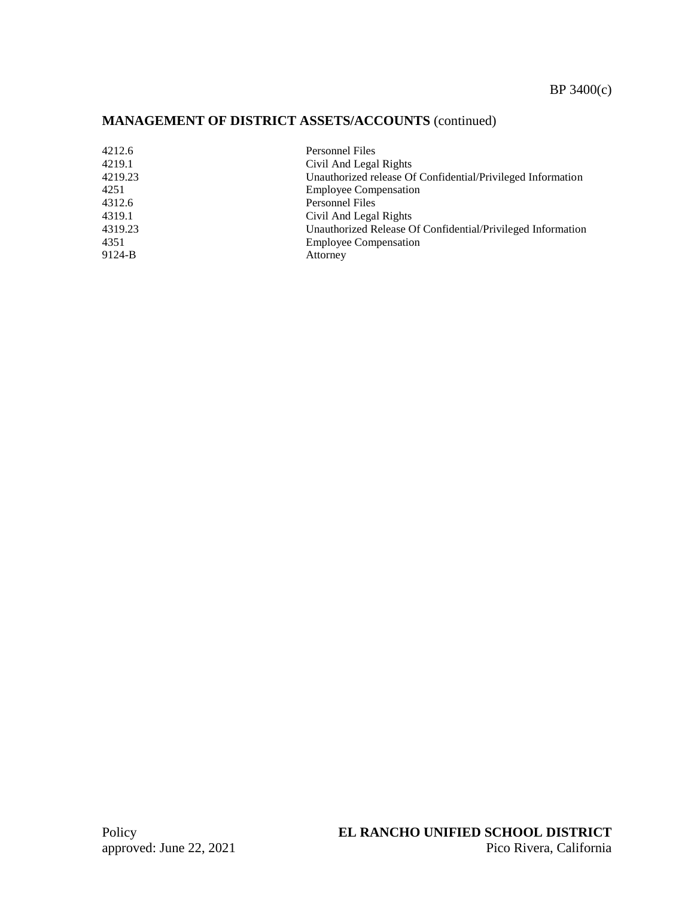**MANAGEMENT OF DISTRICT ASSETS/ACCOUNTS** (continued)

| | |
|---|---|
| 4212.6 | Personnel Files |
| 4219.1 | Civil And Legal Rights |
| 4219.23 | Unauthorized release Of Confidential/Privileged Information |
| 4251 | Employee Compensation |
| 4312.6 | Personnel Files |
| 4319.1 | Civil And Legal Rights |
| 4319.23 | Unauthorized Release Of Confidential/Privileged Information |
| 4351 | Employee Compensation |
| 9124-B | Attorney |

Policy
approved: June 22, 2021

**EL RANCHO UNIFIED SCHOOL DISTRICT**
Pico Rivera, California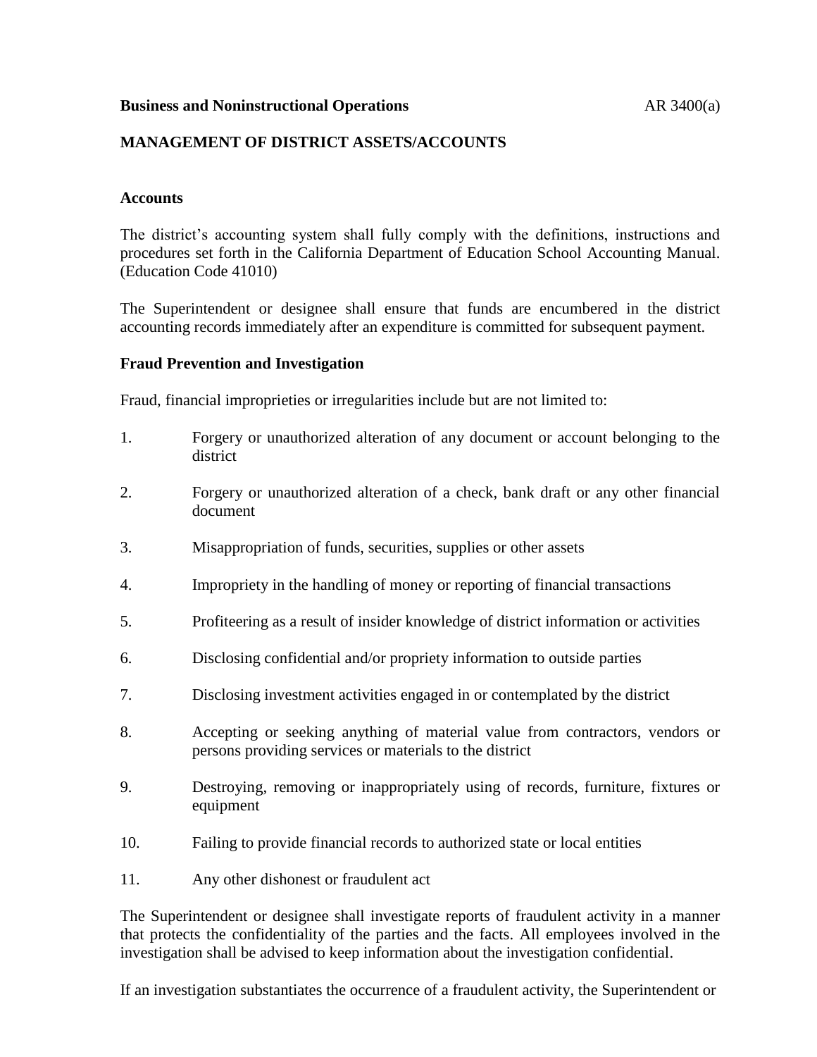**Business and Noninstructional Operations** AR 3400(a)

## MANAGEMENT OF DISTRICT ASSETS/ACCOUNTS

### Accounts

The district's accounting system shall fully comply with the definitions, instructions and procedures set forth in the California Department of Education School Accounting Manual. (Education Code 41010)

The Superintendent or designee shall ensure that funds are encumbered in the district accounting records immediately after an expenditure is committed for subsequent payment.

### Fraud Prevention and Investigation

Fraud, financial improprieties or irregularities include but are not limited to:

1. Forgery or unauthorized alteration of any document or account belonging to the district
2. Forgery or unauthorized alteration of a check, bank draft or any other financial document
3. Misappropriation of funds, securities, supplies or other assets
4. Impropriety in the handling of money or reporting of financial transactions
5. Profiteering as a result of insider knowledge of district information or activities
6. Disclosing confidential and/or propriety information to outside parties
7. Disclosing investment activities engaged in or contemplated by the district
8. Accepting or seeking anything of material value from contractors, vendors or persons providing services or materials to the district
9. Destroying, removing or inappropriately using of records, furniture, fixtures or equipment
10. Failing to provide financial records to authorized state or local entities
11. Any other dishonest or fraudulent act

The Superintendent or designee shall investigate reports of fraudulent activity in a manner that protects the confidentiality of the parties and the facts. All employees involved in the investigation shall be advised to keep information about the investigation confidential.

If an investigation substantiates the occurrence of a fraudulent activity, the Superintendent or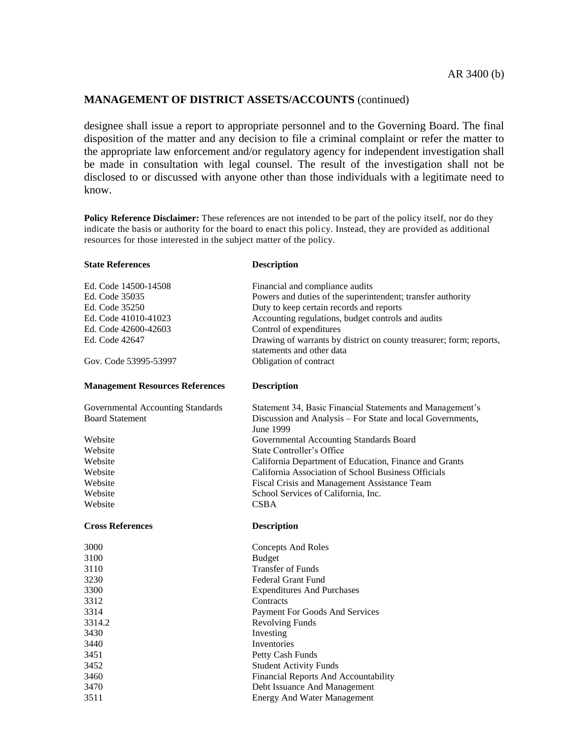## MANAGEMENT OF DISTRICT ASSETS/ACCOUNTS (continued)

designee shall issue a report to appropriate personnel and to the Governing Board. The final disposition of the matter and any decision to file a criminal complaint or refer the matter to the appropriate law enforcement and/or regulatory agency for independent investigation shall be made in consultation with legal counsel. The result of the investigation shall not be disclosed to or discussed with anyone other than those individuals with a legitimate need to know.

**Policy Reference Disclaimer:** These references are not intended to be part of the policy itself, nor do they indicate the basis or authority for the board to enact this policy. Instead, they are provided as additional resources for those interested in the subject matter of the policy.

| State References | Description |
|---|---|
| Ed. Code 14500-14508 | Financial and compliance audits |
| Ed. Code 35035 | Powers and duties of the superintendent; transfer authority |
| Ed. Code 35250 | Duty to keep certain records and reports |
| Ed. Code 41010-41023 | Accounting regulations, budget controls and audits |
| Ed. Code 42600-42603 | Control of expenditures |
| Ed. Code 42647 | Drawing of warrants by district on county treasurer; form; reports, statements and other data |
| Gov. Code 53995-53997 | Obligation of contract |

| Management Resources References | Description |
|---|---|
| Governmental Accounting Standards Board Statement | Statement 34, Basic Financial Statements and Management's Discussion and Analysis – For State and local Governments, June 1999 |
| Website | Governmental Accounting Standards Board |
| Website | State Controller's Office |
| Website | California Department of Education, Finance and Grants |
| Website | California Association of School Business Officials |
| Website | Fiscal Crisis and Management Assistance Team |
| Website | School Services of California, Inc. |
| Website | CSBA |

| Cross References | Description |
|---|---|
| 3000 | Concepts And Roles |
| 3100 | Budget |
| 3110 | Transfer of Funds |
| 3230 | Federal Grant Fund |
| 3300 | Expenditures And Purchases |
| 3312 | Contracts |
| 3314 | Payment For Goods And Services |
| 3314.2 | Revolving Funds |
| 3430 | Investing |
| 3440 | Inventories |
| 3451 | Petty Cash Funds |
| 3452 | Student Activity Funds |
| 3460 | Financial Reports And Accountability |
| 3470 | Debt Issuance And Management |
| 3511 | Energy And Water Management |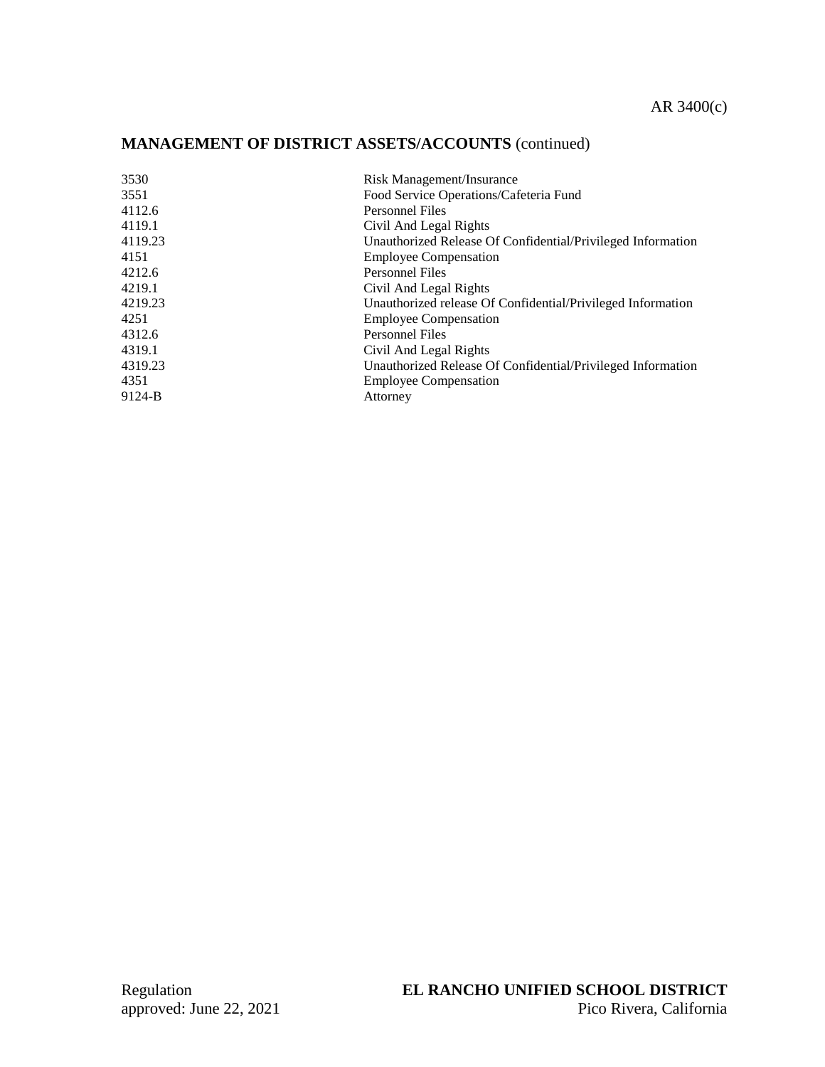## MANAGEMENT OF DISTRICT ASSETS/ACCOUNTS (continued)

| | |
|---|---|
| 3530 | Risk Management/Insurance |
| 3551 | Food Service Operations/Cafeteria Fund |
| 4112.6 | Personnel Files |
| 4119.1 | Civil And Legal Rights |
| 4119.23 | Unauthorized Release Of Confidential/Privileged Information |
| 4151 | Employee Compensation |
| 4212.6 | Personnel Files |
| 4219.1 | Civil And Legal Rights |
| 4219.23 | Unauthorized release Of Confidential/Privileged Information |
| 4251 | Employee Compensation |
| 4312.6 | Personnel Files |
| 4319.1 | Civil And Legal Rights |
| 4319.23 | Unauthorized Release Of Confidential/Privileged Information |
| 4351 | Employee Compensation |
| 9124-B | Attorney |

Regulation
approved: June 22, 2021

**EL RANCHO UNIFIED SCHOOL DISTRICT**
Pico Rivera, California